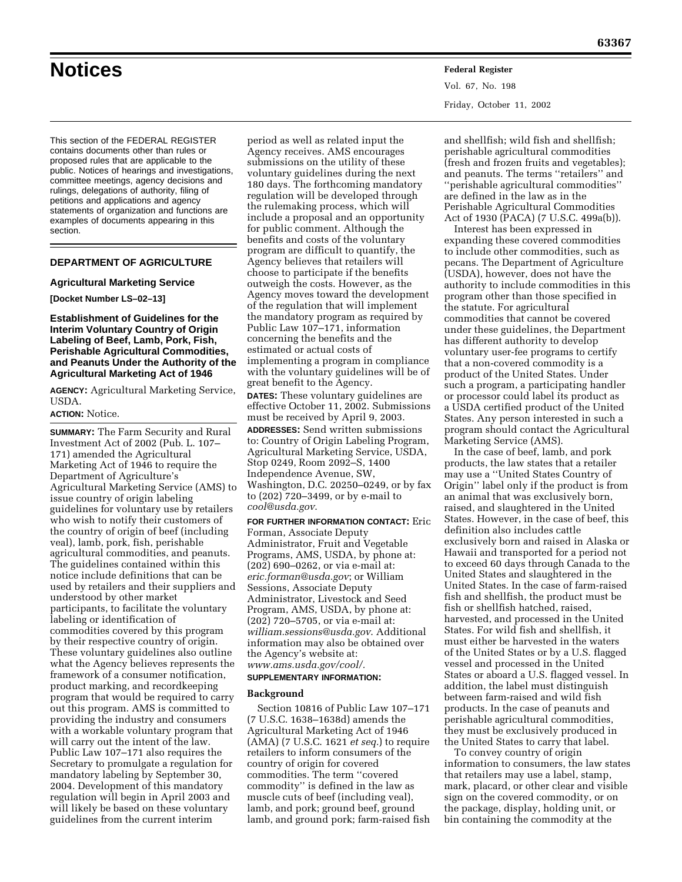# Notices

This section of the FEDERAL REGISTER contains documents other than rules or proposed rules that are applicable to the public. Notices of hearings and investigations, committee meetings, agency decisions and rulings, delegations of authority, filing of petitions and applications and agency statements of organization and functions are examples of documents appearing in this section.

## DEPARTMENT OF AGRICULTURE

### Agricultural Marketing Service

**[Docket Number LS–02–13]**

### Establishment of Guidelines for the Interim Voluntary Country of Origin Labeling of Beef, Lamb, Pork, Fish, Perishable Agricultural Commodities, and Peanuts Under the Authority of the Agricultural Marketing Act of 1946

**AGENCY:** Agricultural Marketing Service, USDA.

**ACTION:** Notice.

**SUMMARY:** The Farm Security and Rural Investment Act of 2002 (Pub. L. 107–171) amended the Agricultural Marketing Act of 1946 to require the Department of Agriculture's Agricultural Marketing Service (AMS) to issue country of origin labeling guidelines for voluntary use by retailers who wish to notify their customers of the country of origin of beef (including veal), lamb, pork, fish, perishable agricultural commodities, and peanuts. The guidelines contained within this notice include definitions that can be used by retailers and their suppliers and understood by other market participants, to facilitate the voluntary labeling or identification of commodities covered by this program by their respective country of origin. These voluntary guidelines also outline what the Agency believes represents the framework of a consumer notification, product marking, and recordkeeping program that would be required to carry out this program. AMS is committed to providing the industry and consumers with a workable voluntary program that will carry out the intent of the law. Public Law 107–171 also requires the Secretary to promulgate a regulation for mandatory labeling by September 30, 2004. Development of this mandatory regulation will begin in April 2003 and will likely be based on these voluntary guidelines from the current interim period as well as related input the Agency receives. AMS encourages submissions on the utility of these voluntary guidelines during the next 180 days. The forthcoming mandatory regulation will be developed through the rulemaking process, which will include a proposal and an opportunity for public comment. Although the benefits and costs of the voluntary program are difficult to quantify, the Agency believes that retailers will choose to participate if the benefits outweigh the costs. However, as the Agency moves toward the development of the regulation that will implement the mandatory program as required by Public Law 107–171, information concerning the benefits and the estimated or actual costs of implementing a program in compliance with the voluntary guidelines will be of great benefit to the Agency.

**DATES:** These voluntary guidelines are effective October 11, 2002. Submissions must be received by April 9, 2003.

**ADDRESSES:** Send written submissions to: Country of Origin Labeling Program, Agricultural Marketing Service, USDA, Stop 0249, Room 2092–S, 1400 Independence Avenue, SW, Washington, D.C. 20250–0249, or by fax to (202) 720–3499, or by e-mail to *cool@usda.gov*.

**FOR FURTHER INFORMATION CONTACT:** Eric Forman, Associate Deputy Administrator, Fruit and Vegetable Programs, AMS, USDA, by phone at: (202) 690–0262, or via e-mail at: *eric.forman@usda.gov*; or William Sessions, Associate Deputy Administrator, Livestock and Seed Program, AMS, USDA, by phone at: (202) 720–5705, or via e-mail at: *william.sessions@usda.gov*. Additional information may also be obtained over the Agency's website at: *www.ams.usda.gov/cool/.*

**SUPPLEMENTARY INFORMATION:**

### Background

Section 10816 of Public Law 107–171 (7 U.S.C. 1638–1638d) amends the Agricultural Marketing Act of 1946 (AMA) (7 U.S.C. 1621 *et seq.*) to require retailers to inform consumers of the country of origin for covered commodities. The term ''covered commodity'' is defined in the law as muscle cuts of beef (including veal), lamb, and pork; ground beef, ground lamb, and ground pork; farm-raised fish and shellfish; wild fish and shellfish; perishable agricultural commodities (fresh and frozen fruits and vegetables); and peanuts. The terms ''retailers'' and ''perishable agricultural commodities'' are defined in the law as in the Perishable Agricultural Commodities Act of 1930 (PACA) (7 U.S.C. 499a(b)).

Interest has been expressed in expanding these covered commodities to include other commodities, such as pecans. The Department of Agriculture (USDA), however, does not have the authority to include commodities in this program other than those specified in the statute. For agricultural commodities that cannot be covered under these guidelines, the Department has different authority to develop voluntary user-fee programs to certify that a non-covered commodity is a product of the United States. Under such a program, a participating handler or processor could label its product as a USDA certified product of the United States. Any person interested in such a program should contact the Agricultural Marketing Service (AMS).

In the case of beef, lamb, and pork products, the law states that a retailer may use a ''United States Country of Origin'' label only if the product is from an animal that was exclusively born, raised, and slaughtered in the United States. However, in the case of beef, this definition also includes cattle exclusively born and raised in Alaska or Hawaii and transported for a period not to exceed 60 days through Canada to the United States and slaughtered in the United States. In the case of farm-raised fish and shellfish, the product must be fish or shellfish hatched, raised, harvested, and processed in the United States. For wild fish and shellfish, it must either be harvested in the waters of the United States or by a U.S. flagged vessel and processed in the United States or aboard a U.S. flagged vessel. In addition, the label must distinguish between farm-raised and wild fish products. In the case of peanuts and perishable agricultural commodities, they must be exclusively produced in the United States to carry that label.

To convey country of origin information to consumers, the law states that retailers may use a label, stamp, mark, placard, or other clear and visible sign on the covered commodity, or on the package, display, holding unit, or bin containing the commodity at the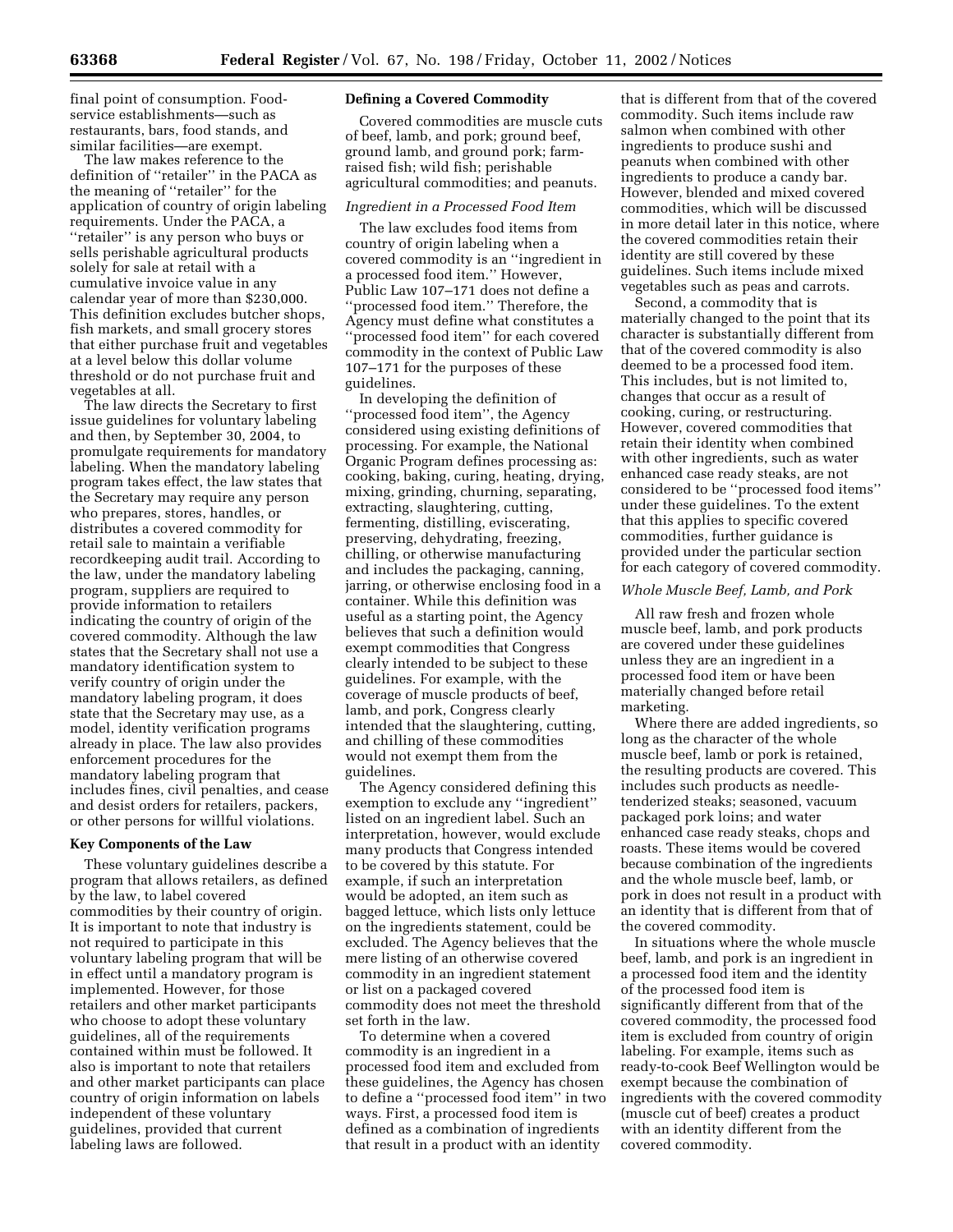final point of consumption. Foodservice establishments—such as restaurants, bars, food stands, and similar facilities—are exempt.

The law makes reference to the definition of ''retailer'' in the PACA as the meaning of ''retailer'' for the application of country of origin labeling requirements. Under the PACA, a ''retailer'' is any person who buys or sells perishable agricultural products solely for sale at retail with a cumulative invoice value in any calendar year of more than $230,000. This definition excludes butcher shops, fish markets, and small grocery stores that either purchase fruit and vegetables at a level below this dollar volume threshold or do not purchase fruit and vegetables at all.

The law directs the Secretary to first issue guidelines for voluntary labeling and then, by September 30, 2004, to promulgate requirements for mandatory labeling. When the mandatory labeling program takes effect, the law states that the Secretary may require any person who prepares, stores, handles, or distributes a covered commodity for retail sale to maintain a verifiable recordkeeping audit trail. According to the law, under the mandatory labeling program, suppliers are required to provide information to retailers indicating the country of origin of the covered commodity. Although the law states that the Secretary shall not use a mandatory identification system to verify country of origin under the mandatory labeling program, it does state that the Secretary may use, as a model, identity verification programs already in place. The law also provides enforcement procedures for the mandatory labeling program that includes fines, civil penalties, and cease and desist orders for retailers, packers, or other persons for willful violations.

**Key Components of the Law**

These voluntary guidelines describe a program that allows retailers, as defined by the law, to label covered commodities by their country of origin. It is important to note that industry is not required to participate in this voluntary labeling program that will be in effect until a mandatory program is implemented. However, for those retailers and other market participants who choose to adopt these voluntary guidelines, all of the requirements contained within must be followed. It also is important to note that retailers and other market participants can place country of origin information on labels independent of these voluntary guidelines, provided that current labeling laws are followed.

**Defining a Covered Commodity**

Covered commodities are muscle cuts of beef, lamb, and pork; ground beef, ground lamb, and ground pork; farm-raised fish; wild fish; perishable agricultural commodities; and peanuts.

*Ingredient in a Processed Food Item*

The law excludes food items from country of origin labeling when a covered commodity is an ''ingredient in a processed food item.'' However, Public Law 107–171 does not define a ''processed food item.'' Therefore, the Agency must define what constitutes a ''processed food item'' for each covered commodity in the context of Public Law 107–171 for the purposes of these guidelines.

In developing the definition of ''processed food item'', the Agency considered using existing definitions of processing. For example, the National Organic Program defines processing as: cooking, baking, curing, heating, drying, mixing, grinding, churning, separating, extracting, slaughtering, cutting, fermenting, distilling, eviscerating, preserving, dehydrating, freezing, chilling, or otherwise manufacturing and includes the packaging, canning, jarring, or otherwise enclosing food in a container. While this definition was useful as a starting point, the Agency believes that such a definition would exempt commodities that Congress clearly intended to be subject to these guidelines. For example, with the coverage of muscle products of beef, lamb, and pork, Congress clearly intended that the slaughtering, cutting, and chilling of these commodities would not exempt them from the guidelines.

The Agency considered defining this exemption to exclude any ''ingredient'' listed on an ingredient label. Such an interpretation, however, would exclude many products that Congress intended to be covered by this statute. For example, if such an interpretation would be adopted, an item such as bagged lettuce, which lists only lettuce on the ingredients statement, could be excluded. The Agency believes that the mere listing of an otherwise covered commodity in an ingredient statement or list on a packaged covered commodity does not meet the threshold set forth in the law.

To determine when a covered commodity is an ingredient in a processed food item and excluded from these guidelines, the Agency has chosen to define a ''processed food item'' in two ways. First, a processed food item is defined as a combination of ingredients that result in a product with an identity that is different from that of the covered commodity. Such items include raw salmon when combined with other ingredients to produce sushi and peanuts when combined with other ingredients to produce a candy bar. However, blended and mixed covered commodities, which will be discussed in more detail later in this notice, where the covered commodities retain their identity are still covered by these guidelines. Such items include mixed vegetables such as peas and carrots.

Second, a commodity that is materially changed to the point that its character is substantially different from that of the covered commodity is also deemed to be a processed food item. This includes, but is not limited to, changes that occur as a result of cooking, curing, or restructuring. However, covered commodities that retain their identity when combined with other ingredients, such as water enhanced case ready steaks, are not considered to be ''processed food items'' under these guidelines. To the extent that this applies to specific covered commodities, further guidance is provided under the particular section for each category of covered commodity.

*Whole Muscle Beef, Lamb, and Pork*

All raw fresh and frozen whole muscle beef, lamb, and pork products are covered under these guidelines unless they are an ingredient in a processed food item or have been materially changed before retail marketing.

Where there are added ingredients, so long as the character of the whole muscle beef, lamb or pork is retained, the resulting products are covered. This includes such products as needle-tenderized steaks; seasoned, vacuum packaged pork loins; and water enhanced case ready steaks, chops and roasts. These items would be covered because combination of the ingredients and the whole muscle beef, lamb, or pork in does not result in a product with an identity that is different from that of the covered commodity.

In situations where the whole muscle beef, lamb, and pork is an ingredient in a processed food item and the identity of the processed food item is significantly different from that of the covered commodity, the processed food item is excluded from country of origin labeling. For example, items such as ready-to-cook Beef Wellington would be exempt because the combination of ingredients with the covered commodity (muscle cut of beef) creates a product with an identity different from the covered commodity.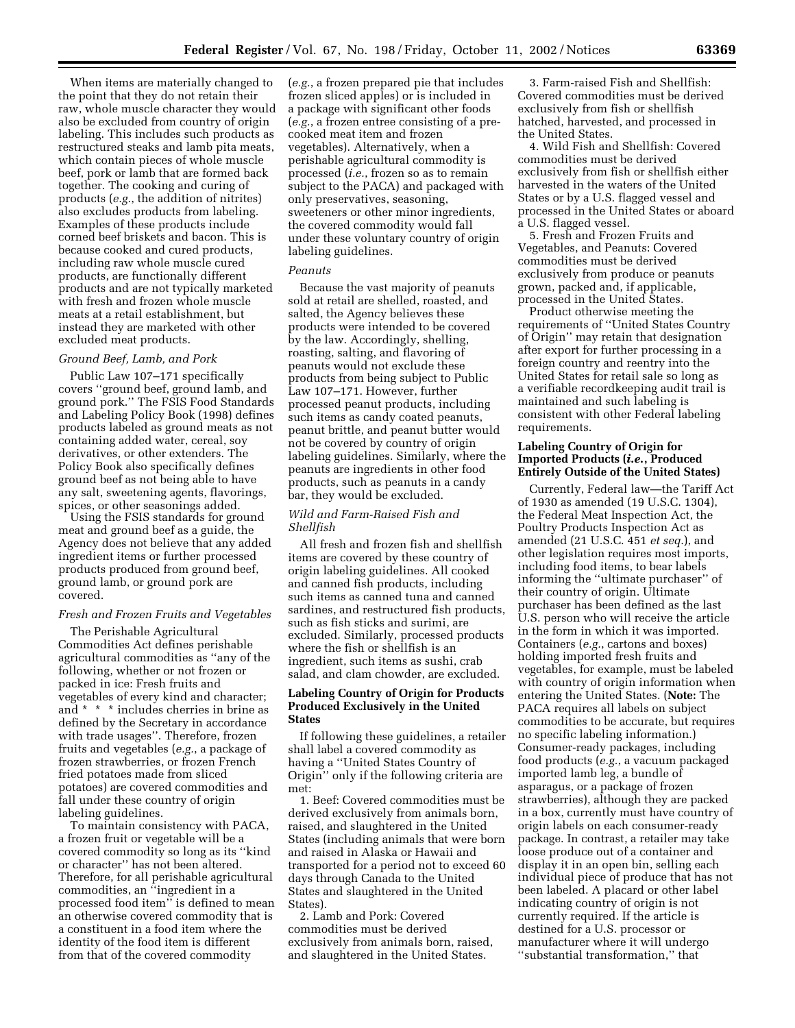When items are materially changed to the point that they do not retain their raw, whole muscle character they would also be excluded from country of origin labeling. This includes such products as restructured steaks and lamb pita meats, which contain pieces of whole muscle beef, pork or lamb that are formed back together. The cooking and curing of products (*e.g.*, the addition of nitrites) also excludes products from labeling. Examples of these products include corned beef briskets and bacon. This is because cooked and cured products, including raw whole muscle cured products, are functionally different products and are not typically marketed with fresh and frozen whole muscle meats at a retail establishment, but instead they are marketed with other excluded meat products.

*Ground Beef, Lamb, and Pork*

Public Law 107–171 specifically covers ''ground beef, ground lamb, and ground pork.'' The FSIS Food Standards and Labeling Policy Book (1998) defines products labeled as ground meats as not containing added water, cereal, soy derivatives, or other extenders. The Policy Book also specifically defines ground beef as not being able to have any salt, sweetening agents, flavorings, spices, or other seasonings added.

Using the FSIS standards for ground meat and ground beef as a guide, the Agency does not believe that any added ingredient items or further processed products produced from ground beef, ground lamb, or ground pork are covered.

*Fresh and Frozen Fruits and Vegetables*

The Perishable Agricultural Commodities Act defines perishable agricultural commodities as ''any of the following, whether or not frozen or packed in ice: Fresh fruits and vegetables of every kind and character; and * * * includes cherries in brine as defined by the Secretary in accordance with trade usages''. Therefore, frozen fruits and vegetables (*e.g.*, a package of frozen strawberries, or frozen French fried potatoes made from sliced potatoes) are covered commodities and fall under these country of origin labeling guidelines.

To maintain consistency with PACA, a frozen fruit or vegetable will be a covered commodity so long as its ''kind or character'' has not been altered. Therefore, for all perishable agricultural commodities, an ''ingredient in a processed food item'' is defined to mean an otherwise covered commodity that is a constituent in a food item where the identity of the food item is different from that of the covered commodity (*e.g.*, a frozen prepared pie that includes frozen sliced apples) or is included in a package with significant other foods (*e.g.*, a frozen entree consisting of a pre-cooked meat item and frozen vegetables). Alternatively, when a perishable agricultural commodity is processed (*i.e.*, frozen so as to remain subject to the PACA) and packaged with only preservatives, seasoning, sweeteners or other minor ingredients, the covered commodity would fall under these voluntary country of origin labeling guidelines.

*Peanuts*

Because the vast majority of peanuts sold at retail are shelled, roasted, and salted, the Agency believes these products were intended to be covered by the law. Accordingly, shelling, roasting, salting, and flavoring of peanuts would not exclude these products from being subject to Public Law 107–171. However, further processed peanut products, including such items as candy coated peanuts, peanut brittle, and peanut butter would not be covered by country of origin labeling guidelines. Similarly, where the peanuts are ingredients in other food products, such as peanuts in a candy bar, they would be excluded.

*Wild and Farm-Raised Fish and Shellfish*

All fresh and frozen fish and shellfish items are covered by these country of origin labeling guidelines. All cooked and canned fish products, including such items as canned tuna and canned sardines, and restructured fish products, such as fish sticks and surimi, are excluded. Similarly, processed products where the fish or shellfish is an ingredient, such items as sushi, crab salad, and clam chowder, are excluded.

**Labeling Country of Origin for Products Produced Exclusively in the United States**

If following these guidelines, a retailer shall label a covered commodity as having a ''United States Country of Origin'' only if the following criteria are met:

1. Beef: Covered commodities must be derived exclusively from animals born, raised, and slaughtered in the United States (including animals that were born and raised in Alaska or Hawaii and transported for a period not to exceed 60 days through Canada to the United States and slaughtered in the United States).

2. Lamb and Pork: Covered commodities must be derived exclusively from animals born, raised, and slaughtered in the United States.

3. Farm-raised Fish and Shellfish: Covered commodities must be derived exclusively from fish or shellfish hatched, harvested, and processed in the United States.

4. Wild Fish and Shellfish: Covered commodities must be derived exclusively from fish or shellfish either harvested in the waters of the United States or by a U.S. flagged vessel and processed in the United States or aboard a U.S. flagged vessel.

5. Fresh and Frozen Fruits and Vegetables, and Peanuts: Covered commodities must be derived exclusively from produce or peanuts grown, packed and, if applicable, processed in the United States.

Product otherwise meeting the requirements of ''United States Country of Origin'' may retain that designation after export for further processing in a foreign country and reentry into the United States for retail sale so long as a verifiable recordkeeping audit trail is maintained and such labeling is consistent with other Federal labeling requirements.

**Labeling Country of Origin for Imported Products (*i.e.*, Produced Entirely Outside of the United States)**

Currently, Federal law—the Tariff Act of 1930 as amended (19 U.S.C. 1304), the Federal Meat Inspection Act, the Poultry Products Inspection Act as amended (21 U.S.C. 451 *et seq.*), and other legislation requires most imports, including food items, to bear labels informing the ''ultimate purchaser'' of their country of origin. Ultimate purchaser has been defined as the last U.S. person who will receive the article in the form in which it was imported. Containers (*e.g.*, cartons and boxes) holding imported fresh fruits and vegetables, for example, must be labeled with country of origin information when entering the United States. (**Note:** The PACA requires all labels on subject commodities to be accurate, but requires no specific labeling information.) Consumer-ready packages, including food products (*e.g.*, a vacuum packaged imported lamb leg, a bundle of asparagus, or a package of frozen strawberries), although they are packed in a box, currently must have country of origin labels on each consumer-ready package. In contrast, a retailer may take loose produce out of a container and display it in an open bin, selling each individual piece of produce that has not been labeled. A placard or other label indicating country of origin is not currently required. If the article is destined for a U.S. processor or manufacturer where it will undergo ''substantial transformation,'' that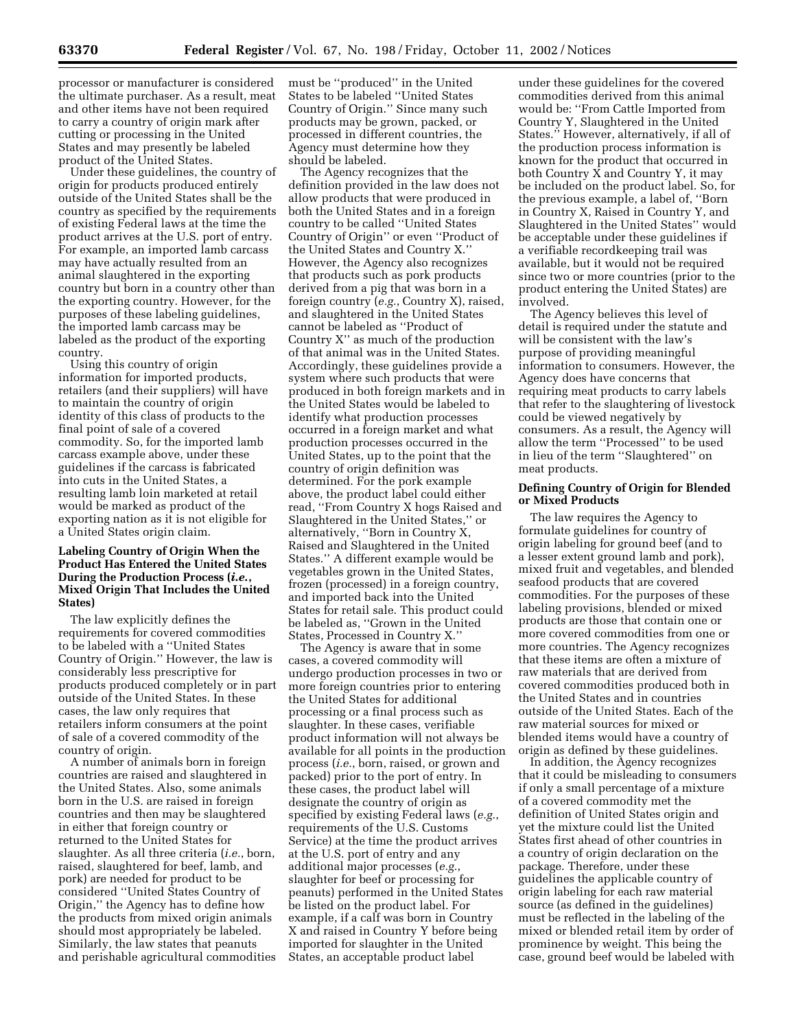processor or manufacturer is considered the ultimate purchaser. As a result, meat and other items have not been required to carry a country of origin mark after cutting or processing in the United States and may presently be labeled product of the United States.

Under these guidelines, the country of origin for products produced entirely outside of the United States shall be the country as specified by the requirements of existing Federal laws at the time the product arrives at the U.S. port of entry. For example, an imported lamb carcass may have actually resulted from an animal slaughtered in the exporting country but born in a country other than the exporting country. However, for the purposes of these labeling guidelines, the imported lamb carcass may be labeled as the product of the exporting country.

Using this country of origin information for imported products, retailers (and their suppliers) will have to maintain the country of origin identity of this class of products to the final point of sale of a covered commodity. So, for the imported lamb carcass example above, under these guidelines if the carcass is fabricated into cuts in the United States, a resulting lamb loin marketed at retail would be marked as product of the exporting nation as it is not eligible for a United States origin claim.

**Labeling Country of Origin When the Product Has Entered the United States During the Production Process (*i.e.*, Mixed Origin That Includes the United States)**

The law explicitly defines the requirements for covered commodities to be labeled with a ''United States Country of Origin.'' However, the law is considerably less prescriptive for products produced completely or in part outside of the United States. In these cases, the law only requires that retailers inform consumers at the point of sale of a covered commodity of the country of origin.

A number of animals born in foreign countries are raised and slaughtered in the United States. Also, some animals born in the U.S. are raised in foreign countries and then may be slaughtered in either that foreign country or returned to the United States for slaughter. As all three criteria (*i.e.*, born, raised, slaughtered for beef, lamb, and pork) are needed for product to be considered ''United States Country of Origin,'' the Agency has to define how the products from mixed origin animals should most appropriately be labeled. Similarly, the law states that peanuts and perishable agricultural commodities must be ''produced'' in the United States to be labeled ''United States Country of Origin.'' Since many such products may be grown, packed, or processed in different countries, the Agency must determine how they should be labeled.

The Agency recognizes that the definition provided in the law does not allow products that were produced in both the United States and in a foreign country to be called ''United States Country of Origin'' or even ''Product of the United States and Country X.'' However, the Agency also recognizes that products such as pork products derived from a pig that was born in a foreign country (*e.g.*, Country X), raised, and slaughtered in the United States cannot be labeled as ''Product of Country X'' as much of the production of that animal was in the United States. Accordingly, these guidelines provide a system where such products that were produced in both foreign markets and in the United States would be labeled to identify what production processes occurred in a foreign market and what production processes occurred in the United States, up to the point that the country of origin definition was determined. For the pork example above, the product label could either read, ''From Country X hogs Raised and Slaughtered in the United States,'' or alternatively, ''Born in Country X, Raised and Slaughtered in the United States.'' A different example would be vegetables grown in the United States, frozen (processed) in a foreign country, and imported back into the United States for retail sale. This product could be labeled as, ''Grown in the United States, Processed in Country X.''

The Agency is aware that in some cases, a covered commodity will undergo production processes in two or more foreign countries prior to entering the United States for additional processing or a final process such as slaughter. In these cases, verifiable product information will not always be available for all points in the production process (*i.e.*, born, raised, or grown and packed) prior to the port of entry. In these cases, the product label will designate the country of origin as specified by existing Federal laws (*e.g.*, requirements of the U.S. Customs Service) at the time the product arrives at the U.S. port of entry and any additional major processes (*e.g.*, slaughter for beef or processing for peanuts) performed in the United States be listed on the product label. For example, if a calf was born in Country X and raised in Country Y before being imported for slaughter in the United States, an acceptable product label under these guidelines for the covered commodities derived from this animal would be: ''From Cattle Imported from Country Y, Slaughtered in the United States.'' However, alternatively, if all of the production process information is known for the product that occurred in both Country X and Country Y, it may be included on the product label. So, for the previous example, a label of, ''Born in Country X, Raised in Country Y, and Slaughtered in the United States'' would be acceptable under these guidelines if a verifiable recordkeeping trail was available, but it would not be required since two or more countries (prior to the product entering the United States) are involved.

The Agency believes this level of detail is required under the statute and will be consistent with the law's purpose of providing meaningful information to consumers. However, the Agency does have concerns that requiring meat products to carry labels that refer to the slaughtering of livestock could be viewed negatively by consumers. As a result, the Agency will allow the term ''Processed'' to be used in lieu of the term ''Slaughtered'' on meat products.

**Defining Country of Origin for Blended or Mixed Products**

The law requires the Agency to formulate guidelines for country of origin labeling for ground beef (and to a lesser extent ground lamb and pork), mixed fruit and vegetables, and blended seafood products that are covered commodities. For the purposes of these labeling provisions, blended or mixed products are those that contain one or more covered commodities from one or more countries. The Agency recognizes that these items are often a mixture of raw materials that are derived from covered commodities produced both in the United States and in countries outside of the United States. Each of the raw material sources for mixed or blended items would have a country of origin as defined by these guidelines.

In addition, the Agency recognizes that it could be misleading to consumers if only a small percentage of a mixture of a covered commodity met the definition of United States origin and yet the mixture could list the United States first ahead of other countries in a country of origin declaration on the package. Therefore, under these guidelines the applicable country of origin labeling for each raw material source (as defined in the guidelines) must be reflected in the labeling of the mixed or blended retail item by order of prominence by weight. This being the case, ground beef would be labeled with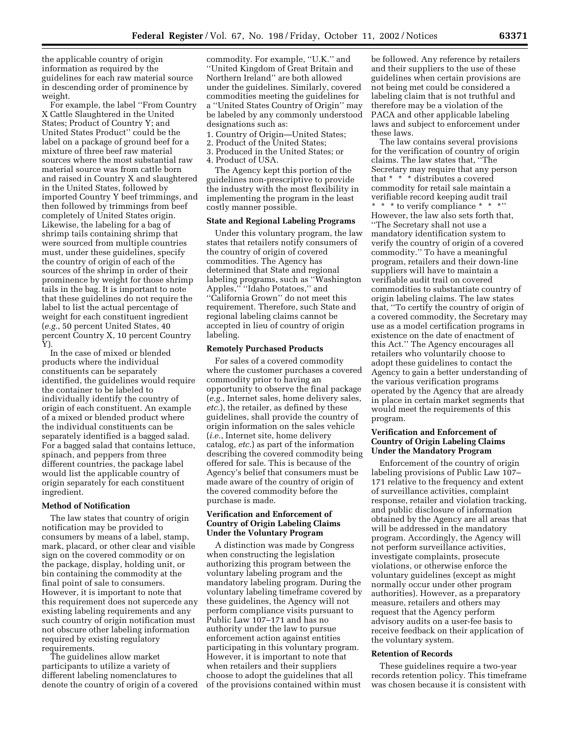the applicable country of origin information as required by the guidelines for each raw material source in descending order of prominence by weight.

For example, the label ''From Country X Cattle Slaughtered in the United States; Product of Country Y; and United States Product'' could be the label on a package of ground beef for a mixture of three beef raw material sources where the most substantial raw material source was from cattle born and raised in Country X and slaughtered in the United States, followed by imported Country Y beef trimmings, and then followed by trimmings from beef completely of United States origin. Likewise, the labeling for a bag of shrimp tails containing shrimp that were sourced from multiple countries must, under these guidelines, specify the country of origin of each of the sources of the shrimp in order of their prominence by weight for those shrimp tails in the bag. It is important to note that these guidelines do not require the label to list the actual percentage of weight for each constituent ingredient (*e.g.*, 50 percent United States, 40 percent Country X, 10 percent Country Y).

In the case of mixed or blended products where the individual constituents can be separately identified, the guidelines would require the container to be labeled to individually identify the country of origin of each constituent. An example of a mixed or blended product where the individual constituents can be separately identified is a bagged salad. For a bagged salad that contains lettuce, spinach, and peppers from three different countries, the package label would list the applicable country of origin separately for each constituent ingredient.

**Method of Notification**

The law states that country of origin notification may be provided to consumers by means of a label, stamp, mark, placard, or other clear and visible sign on the covered commodity or on the package, display, holding unit, or bin containing the commodity at the final point of sale to consumers. However, it is important to note that this requirement does not supercede any existing labeling requirements and any such country of origin notification must not obscure other labeling information required by existing regulatory requirements.

The guidelines allow market participants to utilize a variety of different labeling nomenclatures to denote the country of origin of a covered commodity. For example, ''U.K.'' and ''United Kingdom of Great Britain and Northern Ireland'' are both allowed under the guidelines. Similarly, covered commodities meeting the guidelines for a ''United States Country of Origin'' may be labeled by any commonly understood designations such as:

1. Country of Origin—United States;
2. Product of the United States;
3. Produced in the United States; or
4. Product of USA.

The Agency kept this portion of the guidelines non-prescriptive to provide the industry with the most flexibility in implementing the program in the least costly manner possible.

**State and Regional Labeling Programs**

Under this voluntary program, the law states that retailers notify consumers of the country of origin of covered commodities. The Agency has determined that State and regional labeling programs, such as ''Washington Apples,'' ''Idaho Potatoes,'' and ''California Grown'' do not meet this requirement. Therefore, such State and regional labeling claims cannot be accepted in lieu of country of origin labeling.

**Remotely Purchased Products**

For sales of a covered commodity where the customer purchases a covered commodity prior to having an opportunity to observe the final package (*e.g.*, Internet sales, home delivery sales, *etc.*), the retailer, as defined by these guidelines, shall provide the country of origin information on the sales vehicle (*i.e.*, Internet site, home delivery catalog, *etc.*) as part of the information describing the covered commodity being offered for sale. This is because of the Agency's belief that consumers must be made aware of the country of origin of the covered commodity before the purchase is made.

**Verification and Enforcement of Country of Origin Labeling Claims Under the Voluntary Program**

A distinction was made by Congress when constructing the legislation authorizing this program between the voluntary labeling program and the mandatory labeling program. During the voluntary labeling timeframe covered by these guidelines, the Agency will not perform compliance visits pursuant to Public Law 107–171 and has no authority under the law to pursue enforcement action against entities participating in this voluntary program. However, it is important to note that when retailers and their suppliers choose to adopt the guidelines that all of the provisions contained within must be followed. Any reference by retailers and their suppliers to the use of these guidelines when certain provisions are not being met could be considered a labeling claim that is not truthful and therefore may be a violation of the PACA and other applicable labeling laws and subject to enforcement under these laws.

The law contains several provisions for the verification of country of origin claims. The law states that, ''The Secretary may require that any person that * * * distributes a covered commodity for retail sale maintain a verifiable record keeping audit trail * * * to verify compliance * * *'' However, the law also sets forth that, ''The Secretary shall not use a mandatory identification system to verify the country of origin of a covered commodity.'' To have a meaningful program, retailers and their down-line suppliers will have to maintain a verifiable audit trail on covered commodities to substantiate country of origin labeling claims. The law states that, ''To certify the country of origin of a covered commodity, the Secretary may use as a model certification programs in existence on the date of enactment of this Act.'' The Agency encourages all retailers who voluntarily choose to adopt these guidelines to contact the Agency to gain a better understanding of the various verification programs operated by the Agency that are already in place in certain market segments that would meet the requirements of this program.

**Verification and Enforcement of Country of Origin Labeling Claims Under the Mandatory Program**

Enforcement of the country of origin labeling provisions of Public Law 107–171 relative to the frequency and extent of surveillance activities, complaint response, retailer and violation tracking, and public disclosure of information obtained by the Agency are all areas that will be addressed in the mandatory program. Accordingly, the Agency will not perform surveillance activities, investigate complaints, prosecute violations, or otherwise enforce the voluntary guidelines (except as might normally occur under other program authorities). However, as a preparatory measure, retailers and others may request that the Agency perform advisory audits on a user-fee basis to receive feedback on their application of the voluntary system.

**Retention of Records**

These guidelines require a two-year records retention policy. This timeframe was chosen because it is consistent with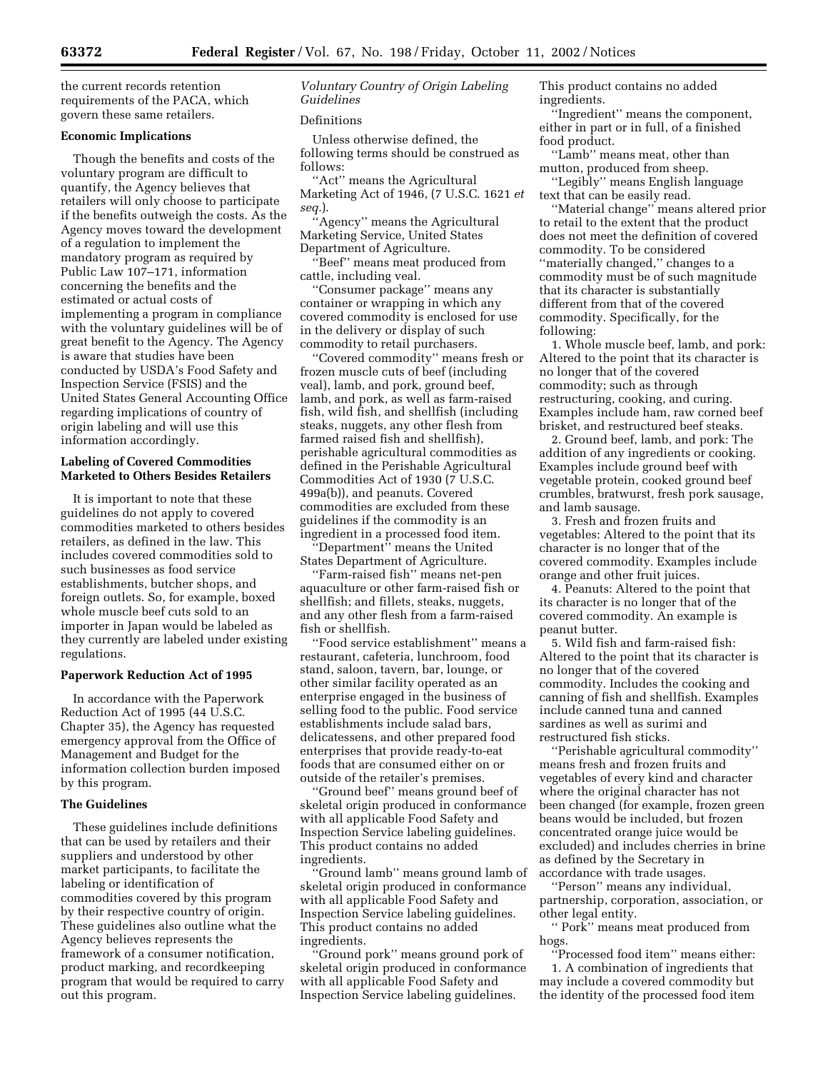the current records retention requirements of the PACA, which govern these same retailers.

**Economic Implications**

Though the benefits and costs of the voluntary program are difficult to quantify, the Agency believes that retailers will only choose to participate if the benefits outweigh the costs. As the Agency moves toward the development of a regulation to implement the mandatory program as required by Public Law 107–171, information concerning the benefits and the estimated or actual costs of implementing a program in compliance with the voluntary guidelines will be of great benefit to the Agency. The Agency is aware that studies have been conducted by USDA's Food Safety and Inspection Service (FSIS) and the United States General Accounting Office regarding implications of country of origin labeling and will use this information accordingly.

**Labeling of Covered Commodities Marketed to Others Besides Retailers**

It is important to note that these guidelines do not apply to covered commodities marketed to others besides retailers, as defined in the law. This includes covered commodities sold to such businesses as food service establishments, butcher shops, and foreign outlets. So, for example, boxed whole muscle beef cuts sold to an importer in Japan would be labeled as they currently are labeled under existing regulations.

**Paperwork Reduction Act of 1995**

In accordance with the Paperwork Reduction Act of 1995 (44 U.S.C. Chapter 35), the Agency has requested emergency approval from the Office of Management and Budget for the information collection burden imposed by this program.

**The Guidelines**

These guidelines include definitions that can be used by retailers and their suppliers and understood by other market participants, to facilitate the labeling or identification of commodities covered by this program by their respective country of origin. These guidelines also outline what the Agency believes represents the framework of a consumer notification, product marking, and recordkeeping program that would be required to carry out this program.

*Voluntary Country of Origin Labeling Guidelines*

Definitions

Unless otherwise defined, the following terms should be construed as follows:

''Act'' means the Agricultural Marketing Act of 1946, (7 U.S.C. 1621 *et seq.*).

''Agency'' means the Agricultural Marketing Service, United States Department of Agriculture.

''Beef'' means meat produced from cattle, including veal.

''Consumer package'' means any container or wrapping in which any covered commodity is enclosed for use in the delivery or display of such commodity to retail purchasers.

''Covered commodity'' means fresh or frozen muscle cuts of beef (including veal), lamb, and pork, ground beef, lamb, and pork, as well as farm-raised fish, wild fish, and shellfish (including steaks, nuggets, any other flesh from farmed raised fish and shellfish), perishable agricultural commodities as defined in the Perishable Agricultural Commodities Act of 1930 (7 U.S.C. 499a(b)), and peanuts. Covered commodities are excluded from these guidelines if the commodity is an ingredient in a processed food item.

''Department'' means the United States Department of Agriculture.

''Farm-raised fish'' means net-pen aquaculture or other farm-raised fish or shellfish; and fillets, steaks, nuggets, and any other flesh from a farm-raised fish or shellfish.

''Food service establishment'' means a restaurant, cafeteria, lunchroom, food stand, saloon, tavern, bar, lounge, or other similar facility operated as an enterprise engaged in the business of selling food to the public. Food service establishments include salad bars, delicatessens, and other prepared food enterprises that provide ready-to-eat foods that are consumed either on or outside of the retailer's premises.

''Ground beef'' means ground beef of skeletal origin produced in conformance with all applicable Food Safety and Inspection Service labeling guidelines. This product contains no added ingredients.

''Ground lamb'' means ground lamb of skeletal origin produced in conformance with all applicable Food Safety and Inspection Service labeling guidelines. This product contains no added ingredients.

''Ground pork'' means ground pork of skeletal origin produced in conformance with all applicable Food Safety and Inspection Service labeling guidelines. This product contains no added ingredients.

''Ingredient'' means the component, either in part or in full, of a finished food product.

''Lamb'' means meat, other than mutton, produced from sheep.

''Legibly'' means English language text that can be easily read.

''Material change'' means altered prior to retail to the extent that the product does not meet the definition of covered commodity. To be considered ''materially changed,'' changes to a commodity must be of such magnitude that its character is substantially different from that of the covered commodity. Specifically, for the following:

1. Whole muscle beef, lamb, and pork: Altered to the point that its character is no longer that of the covered commodity; such as through restructuring, cooking, and curing. Examples include ham, raw corned beef brisket, and restructured beef steaks.

2. Ground beef, lamb, and pork: The addition of any ingredients or cooking. Examples include ground beef with vegetable protein, cooked ground beef crumbles, bratwurst, fresh pork sausage, and lamb sausage.

3. Fresh and frozen fruits and vegetables: Altered to the point that its character is no longer that of the covered commodity. Examples include orange and other fruit juices.

4. Peanuts: Altered to the point that its character is no longer that of the covered commodity. An example is peanut butter.

5. Wild fish and farm-raised fish: Altered to the point that its character is no longer that of the covered commodity. Includes the cooking and canning of fish and shellfish. Examples include canned tuna and canned sardines as well as surimi and restructured fish sticks.

''Perishable agricultural commodity'' means fresh and frozen fruits and vegetables of every kind and character where the original character has not been changed (for example, frozen green beans would be included, but frozen concentrated orange juice would be excluded) and includes cherries in brine as defined by the Secretary in accordance with trade usages.

''Person'' means any individual, partnership, corporation, association, or other legal entity.

''Pork'' means meat produced from hogs.

''Processed food item'' means either:

1. A combination of ingredients that may include a covered commodity but the identity of the processed food item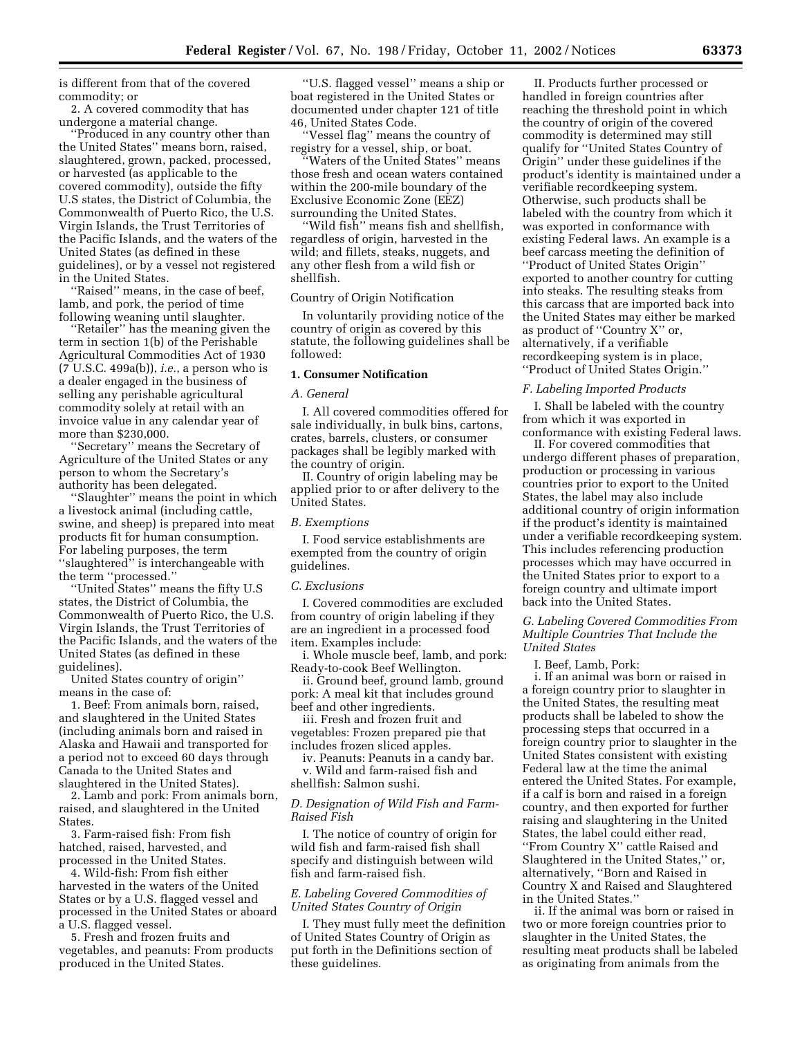is different from that of the covered commodity; or

2. A covered commodity that has undergone a material change.

''Produced in any country other than the United States'' means born, raised, slaughtered, grown, packed, processed, or harvested (as applicable to the covered commodity), outside the fifty U.S states, the District of Columbia, the Commonwealth of Puerto Rico, the U.S. Virgin Islands, the Trust Territories of the Pacific Islands, and the waters of the United States (as defined in these guidelines), or by a vessel not registered in the United States.

''Raised'' means, in the case of beef, lamb, and pork, the period of time following weaning until slaughter.

''Retailer'' has the meaning given the term in section 1(b) of the Perishable Agricultural Commodities Act of 1930 (7 U.S.C. 499a(b)), *i.e.*, a person who is a dealer engaged in the business of selling any perishable agricultural commodity solely at retail with an invoice value in any calendar year of more than $230,000.

''Secretary'' means the Secretary of Agriculture of the United States or any person to whom the Secretary's authority has been delegated.

''Slaughter'' means the point in which a livestock animal (including cattle, swine, and sheep) is prepared into meat products fit for human consumption. For labeling purposes, the term ''slaughtered'' is interchangeable with the term ''processed.''

''United States'' means the fifty U.S states, the District of Columbia, the Commonwealth of Puerto Rico, the U.S. Virgin Islands, the Trust Territories of the Pacific Islands, and the waters of the United States (as defined in these guidelines).

United States country of origin'' means in the case of:

1. Beef: From animals born, raised, and slaughtered in the United States (including animals born and raised in Alaska and Hawaii and transported for a period not to exceed 60 days through Canada to the United States and slaughtered in the United States).

2. Lamb and pork: From animals born, raised, and slaughtered in the United States.

3. Farm-raised fish: From fish hatched, raised, harvested, and processed in the United States.

4. Wild-fish: From fish either harvested in the waters of the United States or by a U.S. flagged vessel and processed in the United States or aboard a U.S. flagged vessel.

5. Fresh and frozen fruits and vegetables, and peanuts: From products produced in the United States.

''U.S. flagged vessel'' means a ship or boat registered in the United States or documented under chapter 121 of title 46, United States Code.

''Vessel flag'' means the country of registry for a vessel, ship, or boat.

''Waters of the United States'' means those fresh and ocean waters contained within the 200-mile boundary of the Exclusive Economic Zone (EEZ) surrounding the United States.

''Wild fish'' means fish and shellfish, regardless of origin, harvested in the wild; and fillets, steaks, nuggets, and any other flesh from a wild fish or shellfish.

Country of Origin Notification

In voluntarily providing notice of the country of origin as covered by this statute, the following guidelines shall be followed:

**1. Consumer Notification**

*A. General*

I. All covered commodities offered for sale individually, in bulk bins, cartons, crates, barrels, clusters, or consumer packages shall be legibly marked with the country of origin.

II. Country of origin labeling may be applied prior to or after delivery to the United States.

*B. Exemptions*

I. Food service establishments are exempted from the country of origin guidelines.

*C. Exclusions*

I. Covered commodities are excluded from country of origin labeling if they are an ingredient in a processed food item. Examples include:

i. Whole muscle beef, lamb, and pork: Ready-to-cook Beef Wellington.

ii. Ground beef, ground lamb, ground pork: A meal kit that includes ground beef and other ingredients.

iii. Fresh and frozen fruit and vegetables: Frozen prepared pie that includes frozen sliced apples.

iv. Peanuts: Peanuts in a candy bar.

v. Wild and farm-raised fish and shellfish: Salmon sushi.

*D. Designation of Wild Fish and Farm-Raised Fish*

I. The notice of country of origin for wild fish and farm-raised fish shall specify and distinguish between wild fish and farm-raised fish.

*E. Labeling Covered Commodities of United States Country of Origin*

I. They must fully meet the definition of United States Country of Origin as put forth in the Definitions section of these guidelines.

II. Products further processed or handled in foreign countries after reaching the threshold point in which the country of origin of the covered commodity is determined may still qualify for ''United States Country of Origin'' under these guidelines if the product's identity is maintained under a verifiable recordkeeping system. Otherwise, such products shall be labeled with the country from which it was exported in conformance with existing Federal laws. An example is a beef carcass meeting the definition of ''Product of United States Origin'' exported to another country for cutting into steaks. The resulting steaks from this carcass that are imported back into the United States may either be marked as product of ''Country X'' or, alternatively, if a verifiable recordkeeping system is in place, ''Product of United States Origin.''

*F. Labeling Imported Products*

I. Shall be labeled with the country from which it was exported in conformance with existing Federal laws.

II. For covered commodities that undergo different phases of preparation, production or processing in various countries prior to export to the United States, the label may also include additional country of origin information if the product's identity is maintained under a verifiable recordkeeping system. This includes referencing production processes which may have occurred in the United States prior to export to a foreign country and ultimate import back into the United States.

*G. Labeling Covered Commodities From Multiple Countries That Include the United States*

I. Beef, Lamb, Pork:

i. If an animal was born or raised in a foreign country prior to slaughter in the United States, the resulting meat products shall be labeled to show the processing steps that occurred in a foreign country prior to slaughter in the United States consistent with existing Federal law at the time the animal entered the United States. For example, if a calf is born and raised in a foreign country, and then exported for further raising and slaughtering in the United States, the label could either read, ''From Country X'' cattle Raised and Slaughtered in the United States,'' or, alternatively, ''Born and Raised in Country X and Raised and Slaughtered in the United States.''

ii. If the animal was born or raised in two or more foreign countries prior to slaughter in the United States, the resulting meat products shall be labeled as originating from animals from the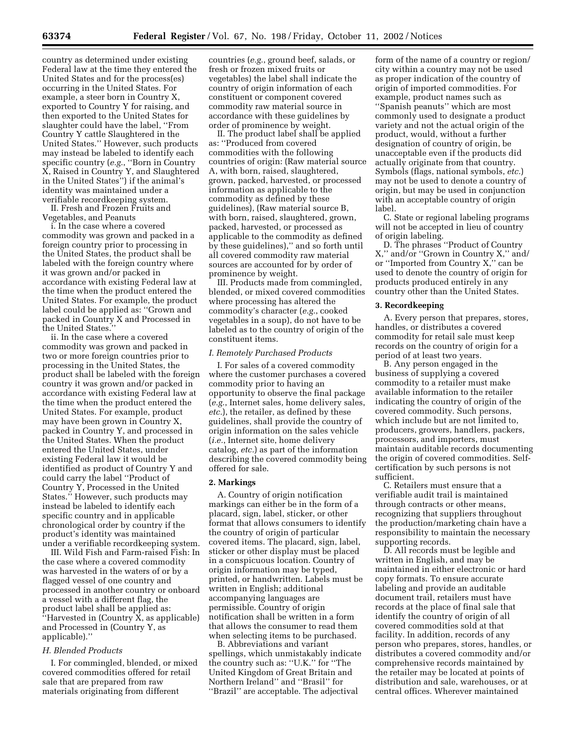country as determined under existing Federal law at the time they entered the United States and for the process(es) occurring in the United States. For example, a steer born in Country X, exported to Country Y for raising, and then exported to the United States for slaughter could have the label, ''From Country Y cattle Slaughtered in the United States.'' However, such products may instead be labeled to identify each specific country (*e.g.*, ''Born in Country X, Raised in Country Y, and Slaughtered in the United States'') if the animal's identity was maintained under a verifiable recordkeeping system.

II. Fresh and Frozen Fruits and Vegetables, and Peanuts

i. In the case where a covered commodity was grown and packed in a foreign country prior to processing in the United States, the product shall be labeled with the foreign country where it was grown and/or packed in accordance with existing Federal law at the time when the product entered the United States. For example, the product label could be applied as: ''Grown and packed in Country X and Processed in the United States.''

ii. In the case where a covered commodity was grown and packed in two or more foreign countries prior to processing in the United States, the product shall be labeled with the foreign country it was grown and/or packed in accordance with existing Federal law at the time when the product entered the United States. For example, product may have been grown in Country X, packed in Country Y, and processed in the United States. When the product entered the United States, under existing Federal law it would be identified as product of Country Y and could carry the label ''Product of Country Y, Processed in the United States.'' However, such products may instead be labeled to identify each specific country and in applicable chronological order by country if the product's identity was maintained under a verifiable recordkeeping system.

III. Wild Fish and Farm-raised Fish: In the case where a covered commodity was harvested in the waters of or by a flagged vessel of one country and processed in another country or onboard a vessel with a different flag, the product label shall be applied as: ''Harvested in (Country X, as applicable) and Processed in (Country Y, as applicable).''

*H. Blended Products*

I. For commingled, blended, or mixed covered commodities offered for retail sale that are prepared from raw materials originating from different countries (*e.g.*, ground beef, salads, or fresh or frozen mixed fruits or vegetables) the label shall indicate the country of origin information of each constituent or component covered commodity raw material source in accordance with these guidelines by order of prominence by weight.

II. The product label shall be applied as: ''Produced from covered commodities with the following countries of origin: (Raw material source A, with born, raised, slaughtered, grown, packed, harvested, or processed information as applicable to the commodity as defined by these guidelines), (Raw material source B, with born, raised, slaughtered, grown, packed, harvested, or processed as applicable to the commodity as defined by these guidelines),'' and so forth until all covered commodity raw material sources are accounted for by order of prominence by weight.

III. Products made from commingled, blended, or mixed covered commodities where processing has altered the commodity's character (*e.g.*, cooked vegetables in a soup), do not have to be labeled as to the country of origin of the constituent items.

*I. Remotely Purchased Products*

I. For sales of a covered commodity where the customer purchases a covered commodity prior to having an opportunity to observe the final package (*e.g.*, Internet sales, home delivery sales, *etc.*), the retailer, as defined by these guidelines, shall provide the country of origin information on the sales vehicle (*i.e.*, Internet site, home delivery catalog, *etc.*) as part of the information describing the covered commodity being offered for sale.

**2. Markings**

A. Country of origin notification markings can either be in the form of a placard, sign, label, sticker, or other format that allows consumers to identify the country of origin of particular covered items. The placard, sign, label, sticker or other display must be placed in a conspicuous location. Country of origin information may be typed, printed, or handwritten. Labels must be written in English; additional accompanying languages are permissible. Country of origin notification shall be written in a form that allows the consumer to read them when selecting items to be purchased.

B. Abbreviations and variant spellings, which unmistakably indicate the country such as: ''U.K.'' for ''The United Kingdom of Great Britain and Northern Ireland'' and ''Brasil'' for ''Brazil'' are acceptable. The adjectival form of the name of a country or region/city within a country may not be used as proper indication of the country of origin of imported commodities. For example, product names such as ''Spanish peanuts'' which are most commonly used to designate a product variety and not the actual origin of the product, would, without a further designation of country of origin, be unacceptable even if the products did actually originate from that country. Symbols (flags, national symbols, *etc.*) may not be used to denote a country of origin, but may be used in conjunction with an acceptable country of origin label.

C. State or regional labeling programs will not be accepted in lieu of country of origin labeling.

D. The phrases ''Product of Country X,'' and/or ''Grown in Country X,'' and/or ''Imported from Country X,'' can be used to denote the country of origin for products produced entirely in any country other than the United States.

**3. Recordkeeping**

A. Every person that prepares, stores, handles, or distributes a covered commodity for retail sale must keep records on the country of origin for a period of at least two years.

B. Any person engaged in the business of supplying a covered commodity to a retailer must make available information to the retailer indicating the country of origin of the covered commodity. Such persons, which include but are not limited to, producers, growers, handlers, packers, processors, and importers, must maintain auditable records documenting the origin of covered commodities. Self-certification by such persons is not sufficient.

C. Retailers must ensure that a verifiable audit trail is maintained through contracts or other means, recognizing that suppliers throughout the production/marketing chain have a responsibility to maintain the necessary supporting records.

D. All records must be legible and written in English, and may be maintained in either electronic or hard copy formats. To ensure accurate labeling and provide an auditable document trail, retailers must have records at the place of final sale that identify the country of origin of all covered commodities sold at that facility. In addition, records of any person who prepares, stores, handles, or distributes a covered commodity and/or comprehensive records maintained by the retailer may be located at points of distribution and sale, warehouses, or at central offices. Wherever maintained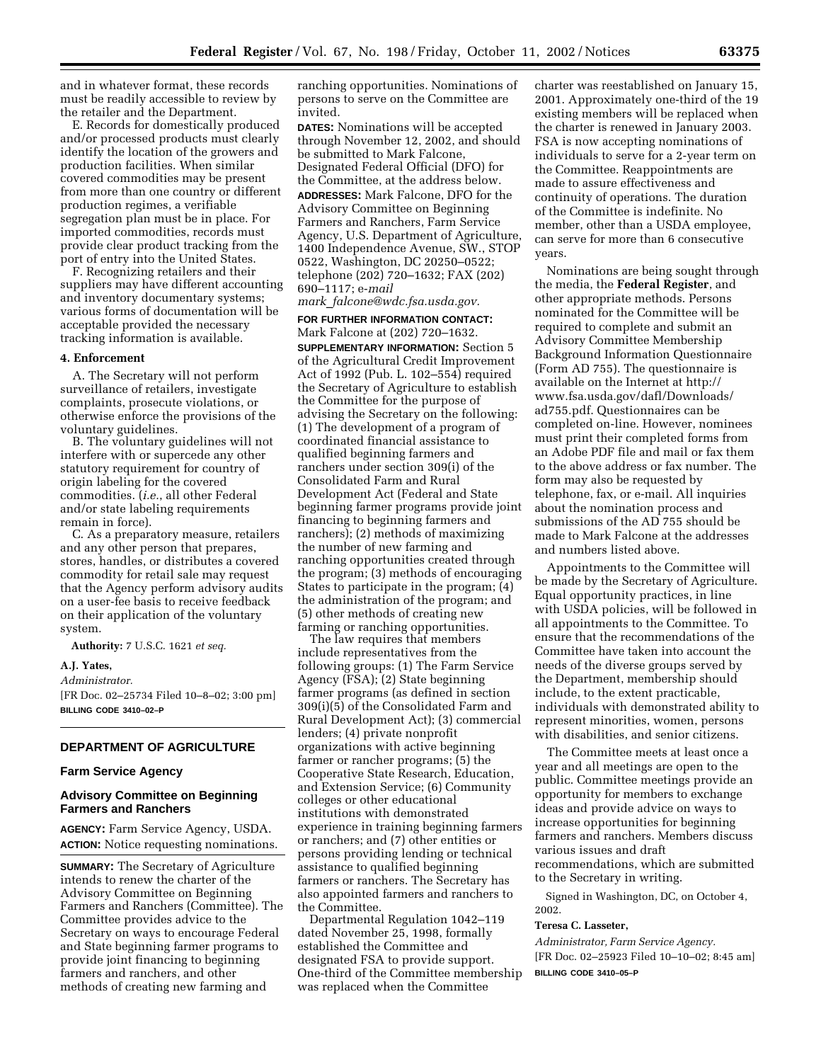and in whatever format, these records must be readily accessible to review by the retailer and the Department.

E. Records for domestically produced and/or processed products must clearly identify the location of the growers and production facilities. When similar covered commodities may be present from more than one country or different production regimes, a verifiable segregation plan must be in place. For imported commodities, records must provide clear product tracking from the port of entry into the United States.

F. Recognizing retailers and their suppliers may have different accounting and inventory documentary systems; various forms of documentation will be acceptable provided the necessary tracking information is available.

**4. Enforcement**

A. The Secretary will not perform surveillance of retailers, investigate complaints, prosecute violations, or otherwise enforce the provisions of the voluntary guidelines.

B. The voluntary guidelines will not interfere with or supercede any other statutory requirement for country of origin labeling for the covered commodities. (*i.e.*, all other Federal and/or state labeling requirements remain in force).

C. As a preparatory measure, retailers and any other person that prepares, stores, handles, or distributes a covered commodity for retail sale may request that the Agency perform advisory audits on a user-fee basis to receive feedback on their application of the voluntary system.

**Authority:** 7 U.S.C. 1621 *et seq.*

**A.J. Yates,**

*Administrator.*

[FR Doc. 02–25734 Filed 10–8–02; 3:00 pm]

**BILLING CODE 3410–02–P**

## DEPARTMENT OF AGRICULTURE

### Farm Service Agency

### Advisory Committee on Beginning Farmers and Ranchers

**AGENCY:** Farm Service Agency, USDA.

**ACTION:** Notice requesting nominations.

**SUMMARY:** The Secretary of Agriculture intends to renew the charter of the Advisory Committee on Beginning Farmers and Ranchers (Committee). The Committee provides advice to the Secretary on ways to encourage Federal and State beginning farmer programs to provide joint financing to beginning farmers and ranchers, and other methods of creating new farming and ranching opportunities. Nominations of persons to serve on the Committee are invited.

**DATES:** Nominations will be accepted through November 12, 2002, and should be submitted to Mark Falcone, Designated Federal Official (DFO) for the Committee, at the address below.

**ADDRESSES:** Mark Falcone, DFO for the Advisory Committee on Beginning Farmers and Ranchers, Farm Service Agency, U.S. Department of Agriculture, 1400 Independence Avenue, SW., STOP 0522, Washington, DC 20250–0522; telephone (202) 720–1632; FAX (202) 690–1117; e-*mail mark_falcone@wdc.fsa.usda.gov.*

**FOR FURTHER INFORMATION CONTACT:** Mark Falcone at (202) 720–1632.

**SUPPLEMENTARY INFORMATION:** Section 5 of the Agricultural Credit Improvement Act of 1992 (Pub. L. 102–554) required the Secretary of Agriculture to establish the Committee for the purpose of advising the Secretary on the following: (1) The development of a program of coordinated financial assistance to qualified beginning farmers and ranchers under section 309(i) of the Consolidated Farm and Rural Development Act (Federal and State beginning farmer programs provide joint financing to beginning farmers and ranchers); (2) methods of maximizing the number of new farming and ranching opportunities created through the program; (3) methods of encouraging States to participate in the program; (4) the administration of the program; and (5) other methods of creating new farming or ranching opportunities.

The law requires that members include representatives from the following groups: (1) The Farm Service Agency (FSA); (2) State beginning farmer programs (as defined in section 309(i)(5) of the Consolidated Farm and Rural Development Act); (3) commercial lenders; (4) private nonprofit organizations with active beginning farmer or rancher programs; (5) the Cooperative State Research, Education, and Extension Service; (6) Community colleges or other educational institutions with demonstrated experience in training beginning farmers or ranchers; and (7) other entities or persons providing lending or technical assistance to qualified beginning farmers or ranchers. The Secretary has also appointed farmers and ranchers to the Committee.

Departmental Regulation 1042–119 dated November 25, 1998, formally established the Committee and designated FSA to provide support. One-third of the Committee membership was replaced when the Committee charter was reestablished on January 15, 2001. Approximately one-third of the 19 existing members will be replaced when the charter is renewed in January 2003. FSA is now accepting nominations of individuals to serve for a 2-year term on the Committee. Reappointments are made to assure effectiveness and continuity of operations. The duration of the Committee is indefinite. No member, other than a USDA employee, can serve for more than 6 consecutive years.

Nominations are being sought through the media, the **Federal Register**, and other appropriate methods. Persons nominated for the Committee will be required to complete and submit an Advisory Committee Membership Background Information Questionnaire (Form AD 755). The questionnaire is available on the Internet at http://www.fsa.usda.gov/dafl/Downloads/ad755.pdf. Questionnaires can be completed on-line. However, nominees must print their completed forms from an Adobe PDF file and mail or fax them to the above address or fax number. The form may also be requested by telephone, fax, or e-mail. All inquiries about the nomination process and submissions of the AD 755 should be made to Mark Falcone at the addresses and numbers listed above.

Appointments to the Committee will be made by the Secretary of Agriculture. Equal opportunity practices, in line with USDA policies, will be followed in all appointments to the Committee. To ensure that the recommendations of the Committee have taken into account the needs of the diverse groups served by the Department, membership should include, to the extent practicable, individuals with demonstrated ability to represent minorities, women, persons with disabilities, and senior citizens.

The Committee meets at least once a year and all meetings are open to the public. Committee meetings provide an opportunity for members to exchange ideas and provide advice on ways to increase opportunities for beginning farmers and ranchers. Members discuss various issues and draft recommendations, which are submitted to the Secretary in writing.

Signed in Washington, DC, on October 4, 2002.

**Teresa C. Lasseter,**

*Administrator, Farm Service Agency.*

[FR Doc. 02–25923 Filed 10–10–02; 8:45 am]

**BILLING CODE 3410–05–P**